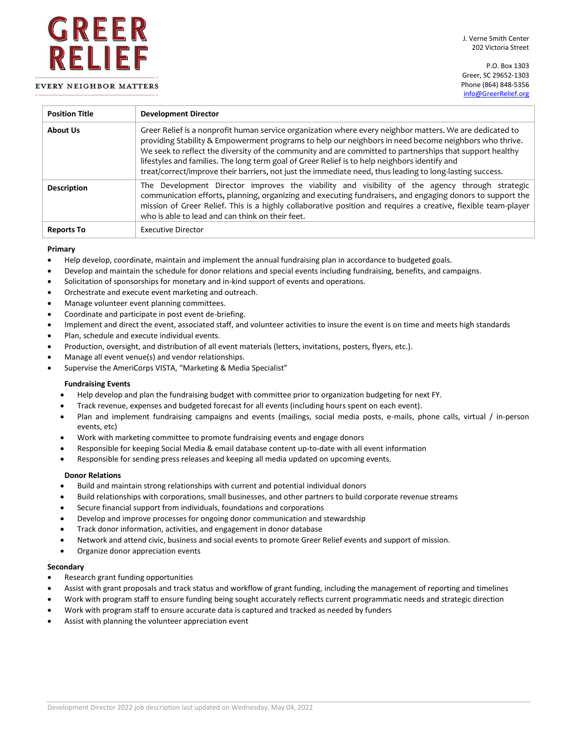# GREER RELIEF

EVERY NEIGHBOR MATTERS

J. Verne Smith Center
202 Victoria Street

P.O. Box 1303
Greer, SC 29652-1303
Phone (864) 848-5356
info@GreerRelief.org

| Position Title | Development Director |
|---|---|
| About Us | Greer Relief is a nonprofit human service organization where every neighbor matters. We are dedicated to providing Stability & Empowerment programs to help our neighbors in need become neighbors who thrive. We seek to reflect the diversity of the community and are committed to partnerships that support healthy lifestyles and families. The long term goal of Greer Relief is to help neighbors identify and treat/correct/improve their barriers, not just the immediate need, thus leading to long-lasting success. |
| Description | The Development Director improves the viability and visibility of the agency through strategic communication efforts, planning, organizing and executing fundraisers, and engaging donors to support the mission of Greer Relief. This is a highly collaborative position and requires a creative, flexible team-player who is able to lead and can think on their feet. |
| Reports To | Executive Director |

**Primary**

- Help develop, coordinate, maintain and implement the annual fundraising plan in accordance to budgeted goals.
- Develop and maintain the schedule for donor relations and special events including fundraising, benefits, and campaigns.
- Solicitation of sponsorships for monetary and in-kind support of events and operations.
- Orchestrate and execute event marketing and outreach.
- Manage volunteer event planning committees.
- Coordinate and participate in post event de-briefing.
- Implement and direct the event, associated staff, and volunteer activities to insure the event is on time and meets high standards
- Plan, schedule and execute individual events.
- Production, oversight, and distribution of all event materials (letters, invitations, posters, flyers, etc.).
- Manage all event venue(s) and vendor relationships.
- Supervise the AmeriCorps VISTA, "Marketing & Media Specialist"

**Fundraising Events**

- Help develop and plan the fundraising budget with committee prior to organization budgeting for next FY.
- Track revenue, expenses and budgeted forecast for all events (including hours spent on each event).
- Plan and implement fundraising campaigns and events (mailings, social media posts, e-mails, phone calls, virtual / in-person events, etc)
- Work with marketing committee to promote fundraising events and engage donors
- Responsible for keeping Social Media & email database content up-to-date with all event information
- Responsible for sending press releases and keeping all media updated on upcoming events.

**Donor Relations**

- Build and maintain strong relationships with current and potential individual donors
- Build relationships with corporations, small businesses, and other partners to build corporate revenue streams
- Secure financial support from individuals, foundations and corporations
- Develop and improve processes for ongoing donor communication and stewardship
- Track donor information, activities, and engagement in donor database
- Network and attend civic, business and social events to promote Greer Relief events and support of mission.
- Organize donor appreciation events

**Secondary**

- Research grant funding opportunities
- Assist with grant proposals and track status and workflow of grant funding, including the management of reporting and timelines
- Work with program staff to ensure funding being sought accurately reflects current programmatic needs and strategic direction
- Work with program staff to ensure accurate data is captured and tracked as needed by funders
- Assist with planning the volunteer appreciation event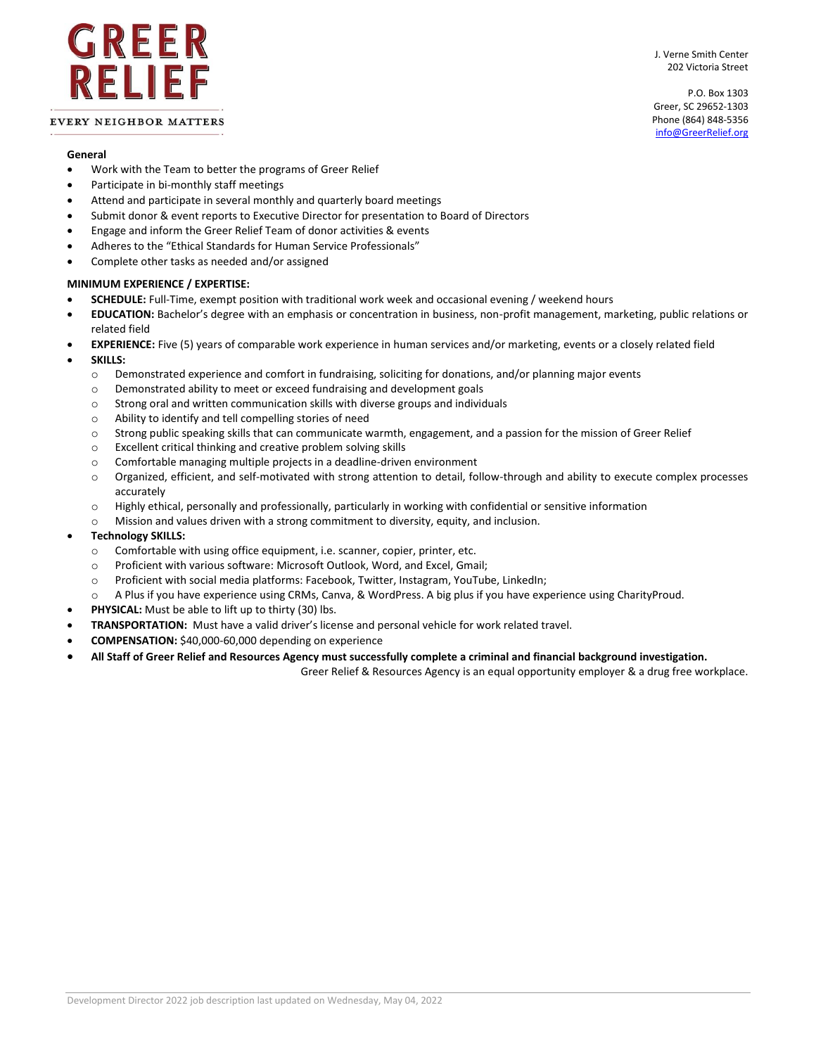**General**

- Work with the Team to better the programs of Greer Relief
- Participate in bi-monthly staff meetings
- Attend and participate in several monthly and quarterly board meetings
- Submit donor & event reports to Executive Director for presentation to Board of Directors
- Engage and inform the Greer Relief Team of donor activities & events
- Adheres to the "Ethical Standards for Human Service Professionals"
- Complete other tasks as needed and/or assigned

**MINIMUM EXPERIENCE / EXPERTISE:**

- **SCHEDULE:** Full-Time, exempt position with traditional work week and occasional evening / weekend hours
- **EDUCATION:** Bachelor's degree with an emphasis or concentration in business, non-profit management, marketing, public relations or related field
- **EXPERIENCE:** Five (5) years of comparable work experience in human services and/or marketing, events or a closely related field
- **SKILLS:**
  - Demonstrated experience and comfort in fundraising, soliciting for donations, and/or planning major events
  - Demonstrated ability to meet or exceed fundraising and development goals
  - Strong oral and written communication skills with diverse groups and individuals
  - Ability to identify and tell compelling stories of need
  - Strong public speaking skills that can communicate warmth, engagement, and a passion for the mission of Greer Relief
  - Excellent critical thinking and creative problem solving skills
  - Comfortable managing multiple projects in a deadline-driven environment
  - Organized, efficient, and self-motivated with strong attention to detail, follow-through and ability to execute complex processes accurately
  - Highly ethical, personally and professionally, particularly in working with confidential or sensitive information
  - Mission and values driven with a strong commitment to diversity, equity, and inclusion.
- **Technology SKILLS:**
  - Comfortable with using office equipment, i.e. scanner, copier, printer, etc.
  - Proficient with various software: Microsoft Outlook, Word, and Excel, Gmail;
  - Proficient with social media platforms: Facebook, Twitter, Instagram, YouTube, LinkedIn;
  - A Plus if you have experience using CRMs, Canva, & WordPress. A big plus if you have experience using CharityProud.
- **PHYSICAL:** Must be able to lift up to thirty (30) lbs.
- **TRANSPORTATION:** Must have a valid driver's license and personal vehicle for work related travel.
- **COMPENSATION:** $40,000-60,000 depending on experience
- **All Staff of Greer Relief and Resources Agency must successfully complete a criminal and financial background investigation.**

Greer Relief & Resources Agency is an equal opportunity employer & a drug free workplace.